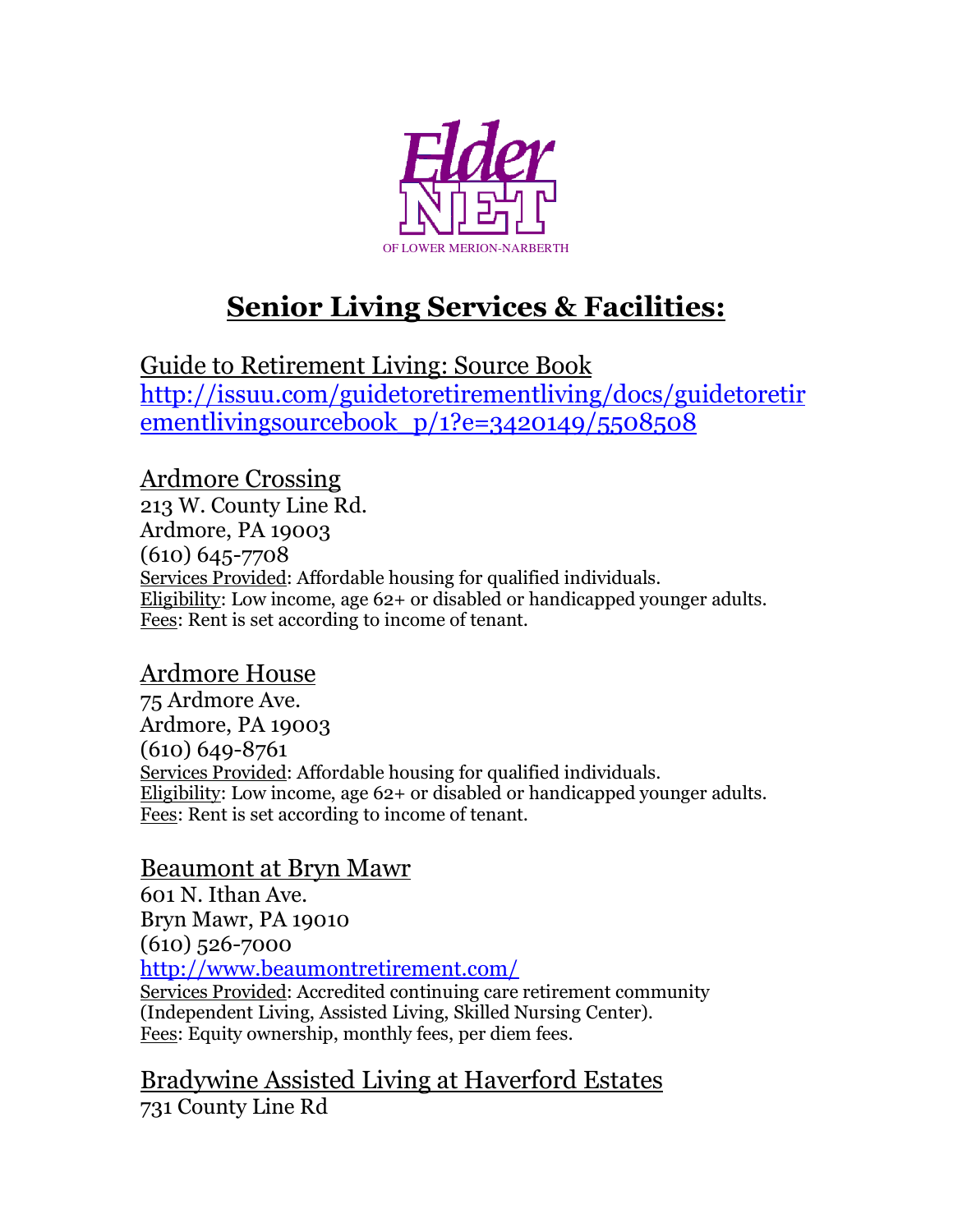Elder NET

OF LOWER MERION-NARBERTH

# Senior Living Services & Facilities:

## Guide to Retirement Living: Source Book

http://issuu.com/guidetoretirementliving/docs/guidetoretirementlivingsourcebook_p/1?e=3420149/5508508

## Ardmore Crossing

213 W. County Line Rd.
Ardmore, PA 19003
(610) 645-7708

Services Provided: Affordable housing for qualified individuals.
Eligibility: Low income, age 62+ or disabled or handicapped younger adults.
Fees: Rent is set according to income of tenant.

## Ardmore House

75 Ardmore Ave.
Ardmore, PA 19003
(610) 649-8761

Services Provided: Affordable housing for qualified individuals.
Eligibility: Low income, age 62+ or disabled or handicapped younger adults.
Fees: Rent is set according to income of tenant.

## Beaumont at Bryn Mawr

601 N. Ithan Ave.
Bryn Mawr, PA 19010
(610) 526-7000
http://www.beaumontretirement.com/

Services Provided: Accredited continuing care retirement community (Independent Living, Assisted Living, Skilled Nursing Center).
Fees: Equity ownership, monthly fees, per diem fees.

## Bradywine Assisted Living at Haverford Estates

731 County Line Rd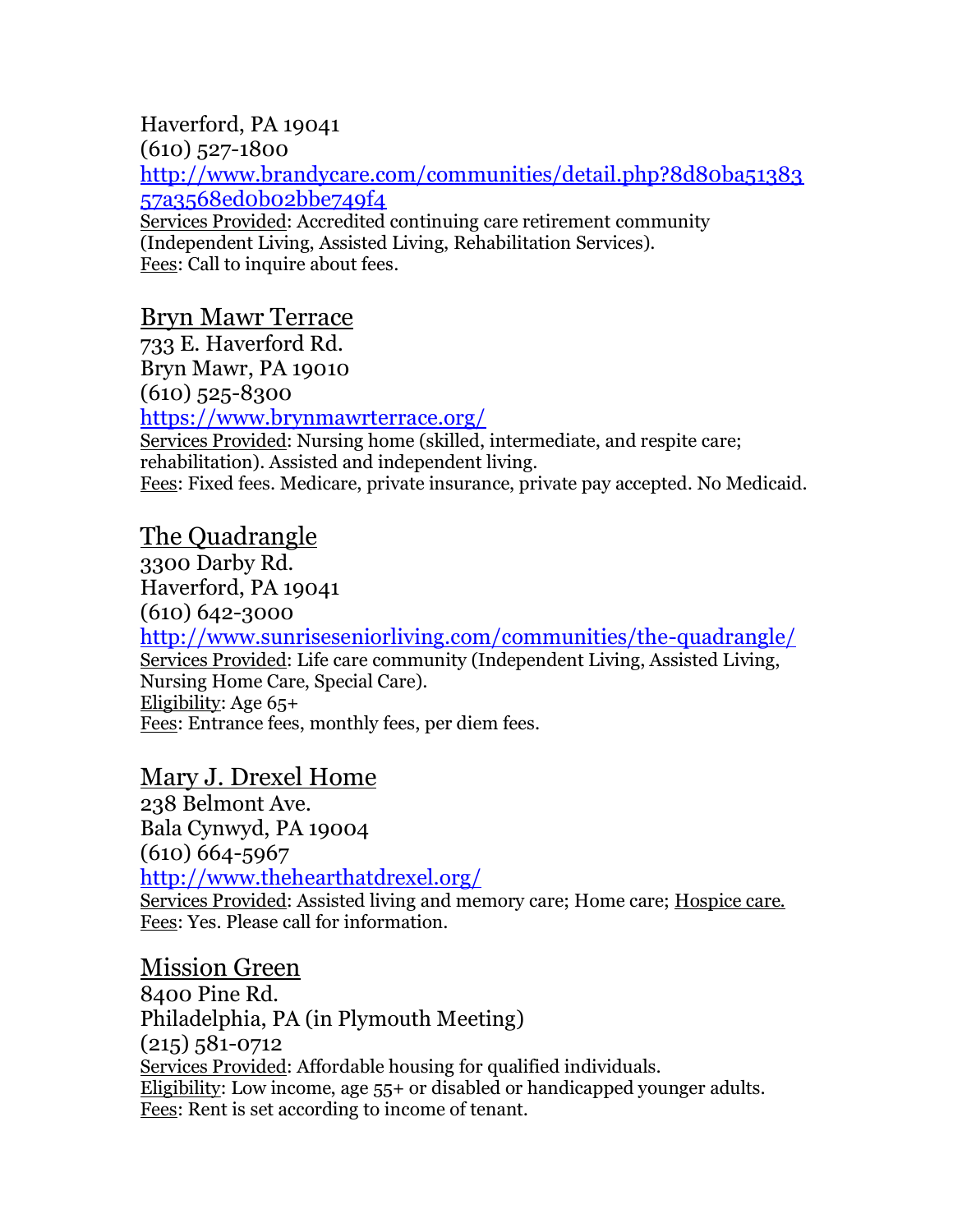Haverford, PA 19041
(610) 527-1800
[http://www.brandycare.com/communities/detail.php?8d80ba5138357a3568ed0b02bbe749f4](http://www.brandycare.com/communities/detail.php?8d80ba5138357a3568ed0b02bbe749f4)
Services Provided: Accredited continuing care retirement community (Independent Living, Assisted Living, Rehabilitation Services).
Fees: Call to inquire about fees.

## Bryn Mawr Terrace

733 E. Haverford Rd.
Bryn Mawr, PA 19010
(610) 525-8300
[https://www.brynmawrterrace.org/](https://www.brynmawrterrace.org/)
Services Provided: Nursing home (skilled, intermediate, and respite care; rehabilitation). Assisted and independent living.
Fees: Fixed fees. Medicare, private insurance, private pay accepted. No Medicaid.

## The Quadrangle

3300 Darby Rd.
Haverford, PA 19041
(610) 642-3000
[http://www.sunriseseniorliving.com/communities/the-quadrangle/](http://www.sunriseseniorliving.com/communities/the-quadrangle/)
Services Provided: Life care community (Independent Living, Assisted Living, Nursing Home Care, Special Care).
Eligibility: Age 65+
Fees: Entrance fees, monthly fees, per diem fees.

## Mary J. Drexel Home

238 Belmont Ave.
Bala Cynwyd, PA 19004
(610) 664-5967
[http://www.thehearthatdrexel.org/](http://www.thehearthatdrexel.org/)
Services Provided: Assisted living and memory care; Home care; Hospice care.
Fees: Yes. Please call for information.

## Mission Green

8400 Pine Rd.
Philadelphia, PA (in Plymouth Meeting)
(215) 581-0712
Services Provided: Affordable housing for qualified individuals.
Eligibility: Low income, age 55+ or disabled or handicapped younger adults.
Fees: Rent is set according to income of tenant.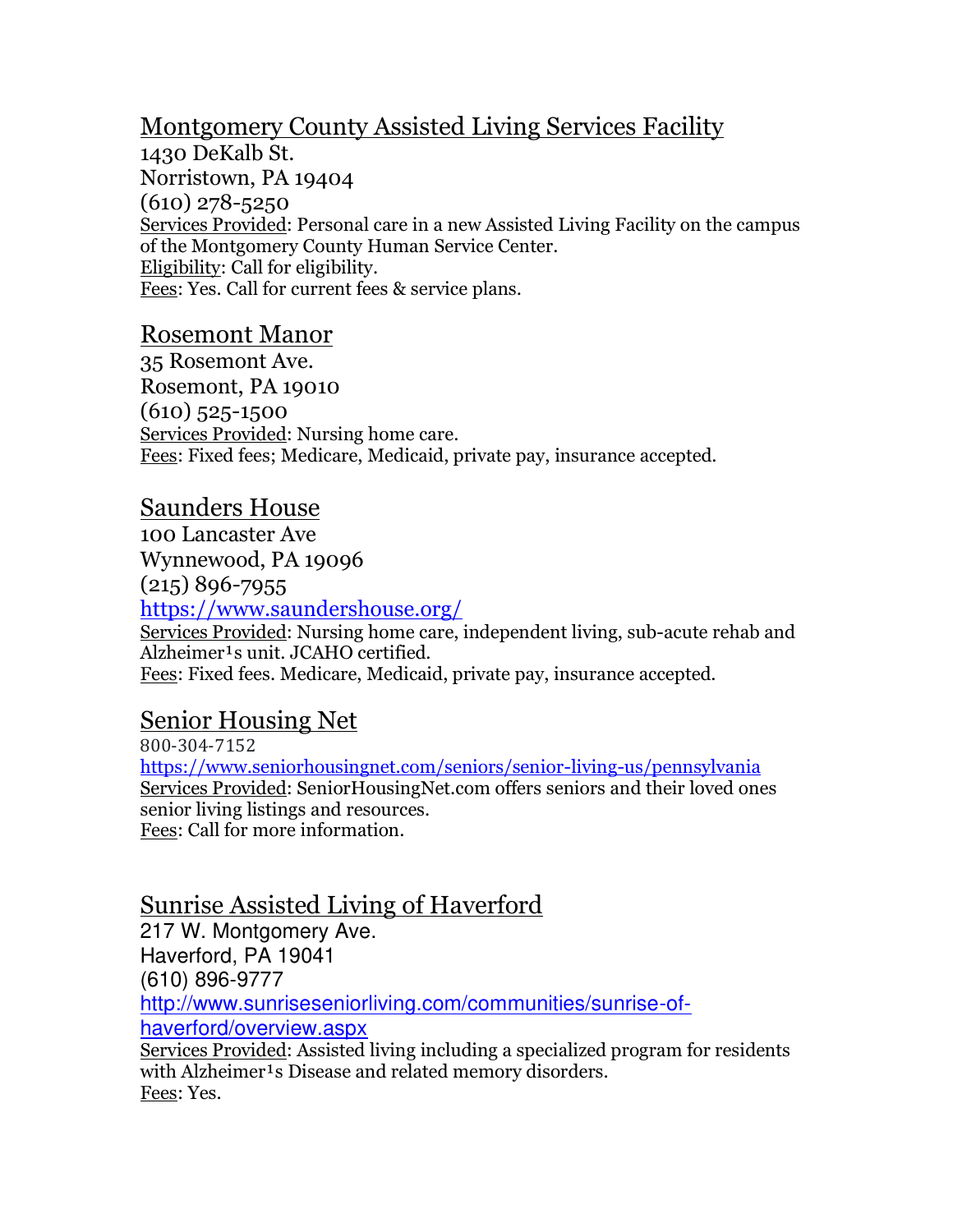## Montgomery County Assisted Living Services Facility

1430 DeKalb St.
Norristown, PA 19404
(610) 278-5250
Services Provided: Personal care in a new Assisted Living Facility on the campus of the Montgomery County Human Service Center.
Eligibility: Call for eligibility.
Fees: Yes. Call for current fees & service plans.

## Rosemont Manor

35 Rosemont Ave.
Rosemont, PA 19010
(610) 525-1500
Services Provided: Nursing home care.
Fees: Fixed fees; Medicare, Medicaid, private pay, insurance accepted.

## Saunders House

100 Lancaster Ave
Wynnewood, PA 19096
(215) 896-7955
https://www.saundershouse.org/
Services Provided: Nursing home care, independent living, sub-acute rehab and Alzheimer¹s unit. JCAHO certified.
Fees: Fixed fees. Medicare, Medicaid, private pay, insurance accepted.

## Senior Housing Net

800-304-7152
https://www.seniorhousingnet.com/seniors/senior-living-us/pennsylvania
Services Provided: SeniorHousingNet.com offers seniors and their loved ones senior living listings and resources.
Fees: Call for more information.

## Sunrise Assisted Living of Haverford

217 W. Montgomery Ave.
Haverford, PA 19041
(610) 896-9777
http://www.sunriseseniorliving.com/communities/sunrise-of-haverford/overview.aspx
Services Provided: Assisted living including a specialized program for residents with Alzheimer¹s Disease and related memory disorders.
Fees: Yes.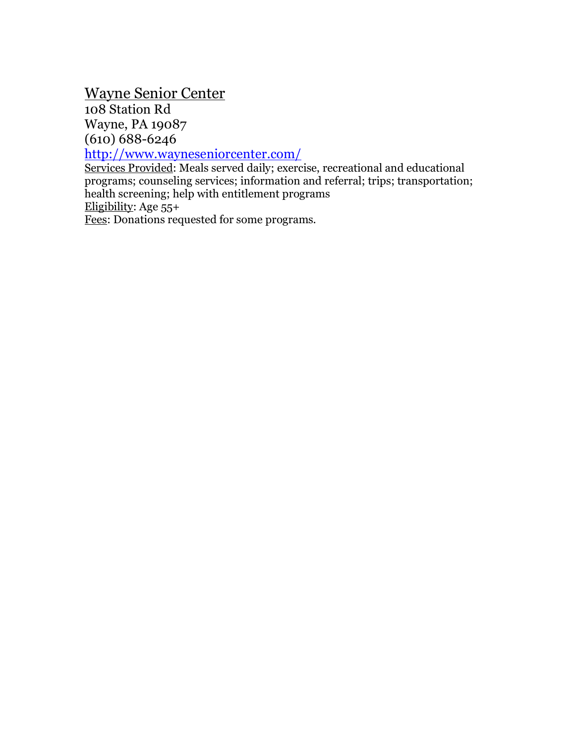## Wayne Senior Center

108 Station Rd
Wayne, PA 19087
(610) 688-6246
http://www.wayneseniorcenter.com/

Services Provided: Meals served daily; exercise, recreational and educational programs; counseling services; information and referral; trips; transportation; health screening; help with entitlement programs
Eligibility: Age 55+
Fees: Donations requested for some programs.